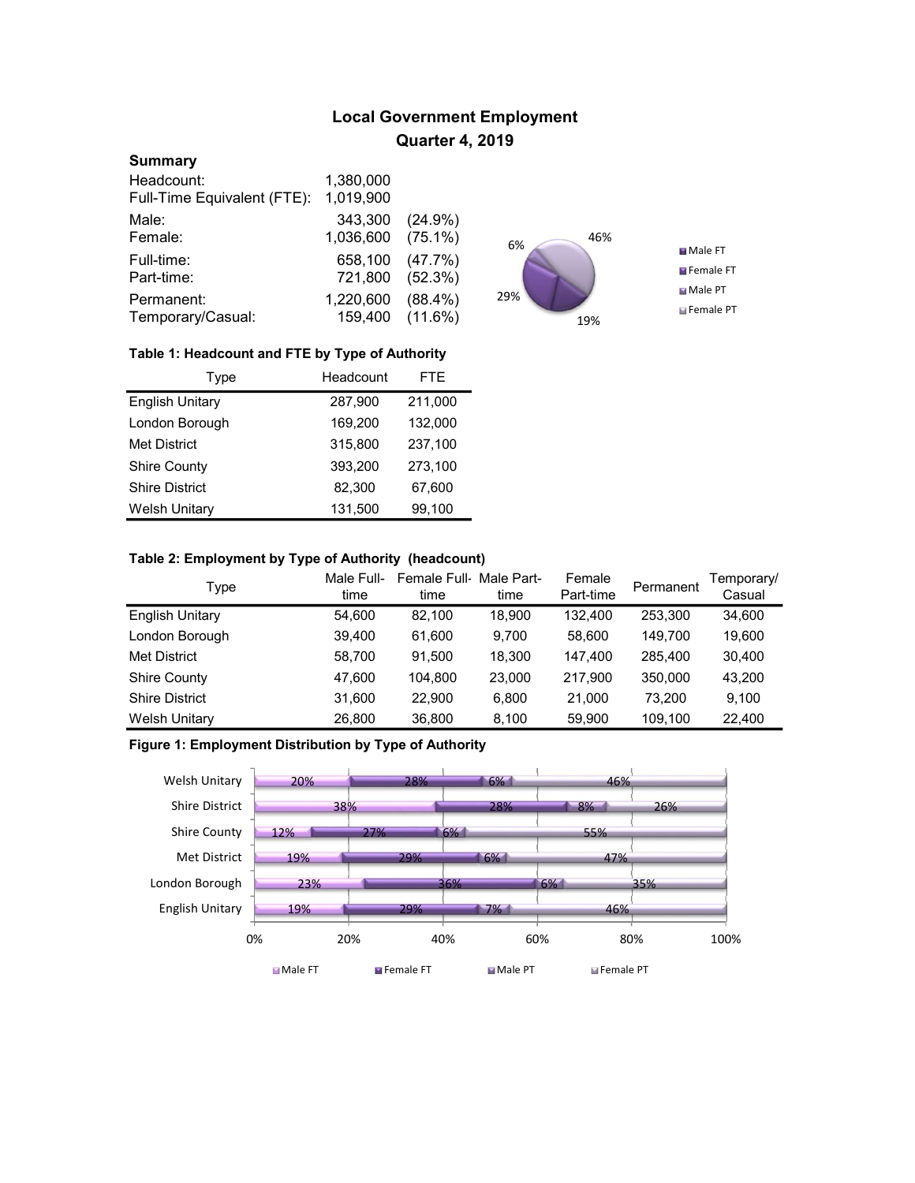# Local Government Employment

## Quarter 4, 2019

### Summary

| | | |
|---|---|---|
| Headcount: | 1,380,000 | |
| Full-Time Equivalent (FTE): | 1,019,900 | |
| Male: | 343,300 | (24.9%) |
| Female: | 1,036,600 | (75.1%) |
| Full-time: | 658,100 | (47.7%) |
| Part-time: | 721,800 | (52.3%) |
| Permanent: | 1,220,600 | (88.4%) |
| Temporary/Casual: | 159,400 | (11.6%) |

**Table 1: Headcount and FTE by Type of Authority**

| Type | Headcount | FTE |
|---|---|---|
| English Unitary | 287,900 | 211,000 |
| London Borough | 169,200 | 132,000 |
| Met District | 315,800 | 237,100 |
| Shire County | 393,200 | 273,100 |
| Shire District | 82,300 | 67,600 |
| Welsh Unitary | 131,500 | 99,100 |

**Table 2: Employment by Type of Authority (headcount)**

| Type | Male Full-time | Female Full-time | Male Part-time | Female Part-time | Permanent | Temporary/ Casual |
|---|---|---|---|---|---|---|
| English Unitary | 54,600 | 82,100 | 18,900 | 132,400 | 253,300 | 34,600 |
| London Borough | 39,400 | 61,600 | 9,700 | 58,600 | 149,700 | 19,600 |
| Met District | 58,700 | 91,500 | 18,300 | 147,400 | 285,400 | 30,400 |
| Shire County | 47,600 | 104,800 | 23,000 | 217,900 | 350,000 | 43,200 |
| Shire District | 31,600 | 22,900 | 6,800 | 21,000 | 73,200 | 9,100 |
| Welsh Unitary | 26,800 | 36,800 | 8,100 | 59,900 | 109,100 | 22,400 |

**Figure 1: Employment Distribution by Type of Authority**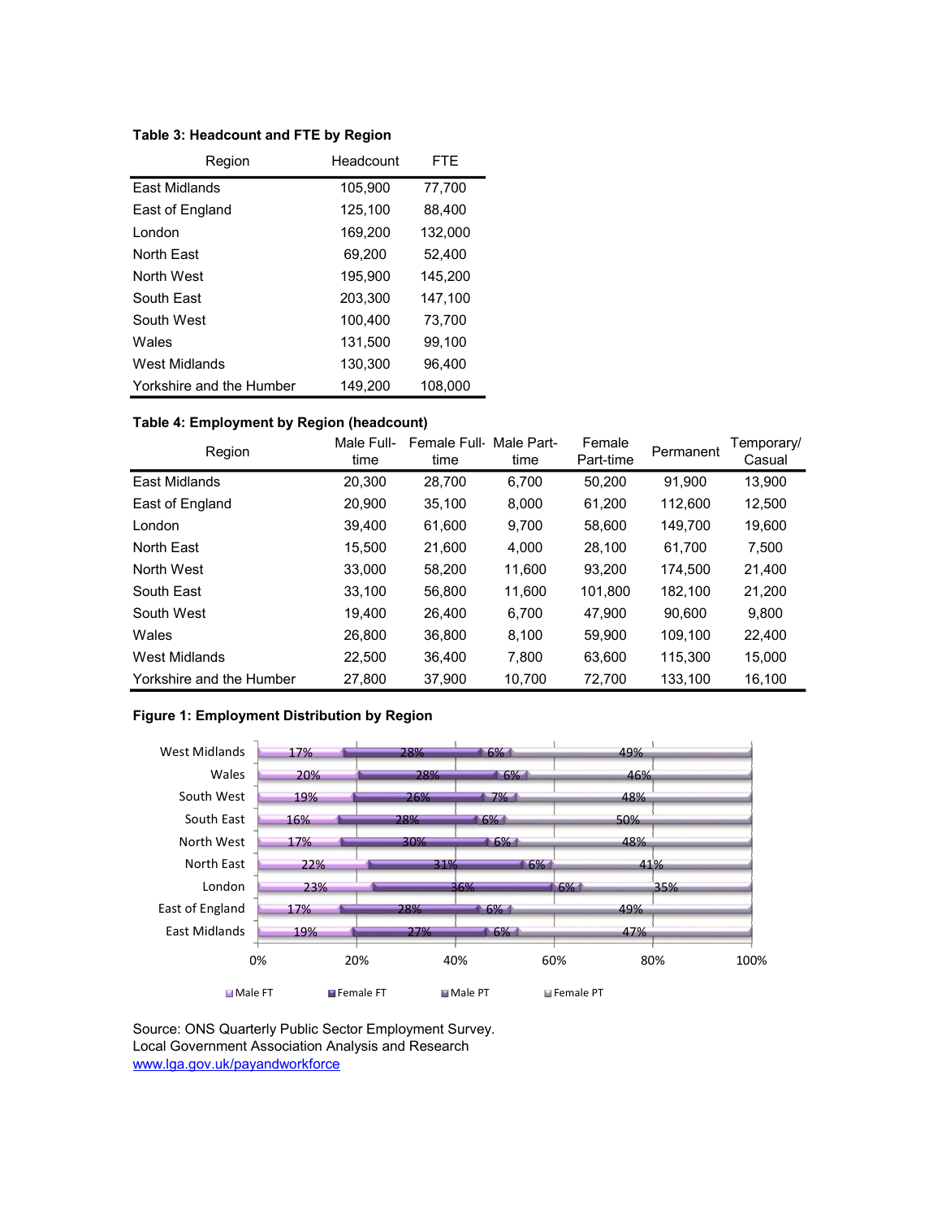**Table 3: Headcount and FTE by Region**

| Region | Headcount | FTE |
|---|---|---|
| East Midlands | 105,900 | 77,700 |
| East of England | 125,100 | 88,400 |
| London | 169,200 | 132,000 |
| North East | 69,200 | 52,400 |
| North West | 195,900 | 145,200 |
| South East | 203,300 | 147,100 |
| South West | 100,400 | 73,700 |
| Wales | 131,500 | 99,100 |
| West Midlands | 130,300 | 96,400 |
| Yorkshire and the Humber | 149,200 | 108,000 |

**Table 4: Employment by Region (headcount)**

| Region | Male Full-time | Female Full-time | Male Part-time | Female Part-time | Permanent | Temporary/ Casual |
|---|---|---|---|---|---|---|
| East Midlands | 20,300 | 28,700 | 6,700 | 50,200 | 91,900 | 13,900 |
| East of England | 20,900 | 35,100 | 8,000 | 61,200 | 112,600 | 12,500 |
| London | 39,400 | 61,600 | 9,700 | 58,600 | 149,700 | 19,600 |
| North East | 15,500 | 21,600 | 4,000 | 28,100 | 61,700 | 7,500 |
| North West | 33,000 | 58,200 | 11,600 | 93,200 | 174,500 | 21,400 |
| South East | 33,100 | 56,800 | 11,600 | 101,800 | 182,100 | 21,200 |
| South West | 19,400 | 26,400 | 6,700 | 47,900 | 90,600 | 9,800 |
| Wales | 26,800 | 36,800 | 8,100 | 59,900 | 109,100 | 22,400 |
| West Midlands | 22,500 | 36,400 | 7,800 | 63,600 | 115,300 | 15,000 |
| Yorkshire and the Humber | 27,800 | 37,900 | 10,700 | 72,700 | 133,100 | 16,100 |

**Figure 1: Employment Distribution by Region**

West Midlands: 17% 28% 6% 49%
Wales: 20% 28% 6% 46%
South West: 19% 26% 7% 48%
South East: 16% 28% 6% 50%
North West: 17% 30% 6% 48%
North East: 22% 31% 6% 41%
London: 23% 36% 6% 35%
East of England: 17% 28% 6% 49%
East Midlands: 19% 27% 6% 47%

0% 20% 40% 60% 80% 100%

Male FT, Female FT, Male PT, Female PT

Source: ONS Quarterly Public Sector Employment Survey.
Local Government Association Analysis and Research
www.lga.gov.uk/payandworkforce